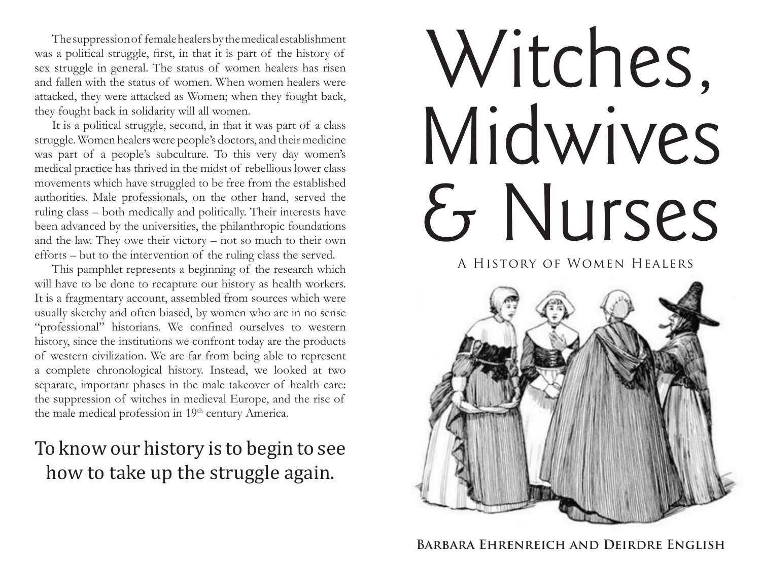The suppression of female healers by the medical establishment was a political struggle, first, in that it is part of the history of sex struggle in general. The status of women healers has risen and fallen with the status of women. When women healers were attacked, they were attacked as Women; when they fought back, they fought back in solidarity will all women.

It is a political struggle, second, in that it was part of a class struggle. Women healers were people's doctors, and their medicine was part of a people's subculture. To this very day women's medical practice has thrived in the midst of rebellious lower class movements which have struggled to be free from the established authorities. Male professionals, on the other hand, served the ruling class – both medically and politically. Their interests have been advanced by the universities, the philanthropic foundations and the law. They owe their victory – not so much to their own efforts – but to the intervention of the ruling class the served.

This pamphlet represents a beginning of the research which will have to be done to recapture our history as health workers. It is a fragmentary account, assembled from sources which were usually sketchy and often biased, by women who are in no sense "professional" historians. We confined ourselves to western history, since the institutions we confront today are the products of western civilization. We are far from being able to represent a complete chronological history. Instead, we looked at two separate, important phases in the male takeover of health care: the suppression of witches in medieval Europe, and the rise of the male medical profession in 19th century America.

**To know our history is to begin to see how to take up the struggle again.**

# Witches, Midwives & Nurses

## A History of Women Healers

**Barbara Ehrenreich and Deirdre English**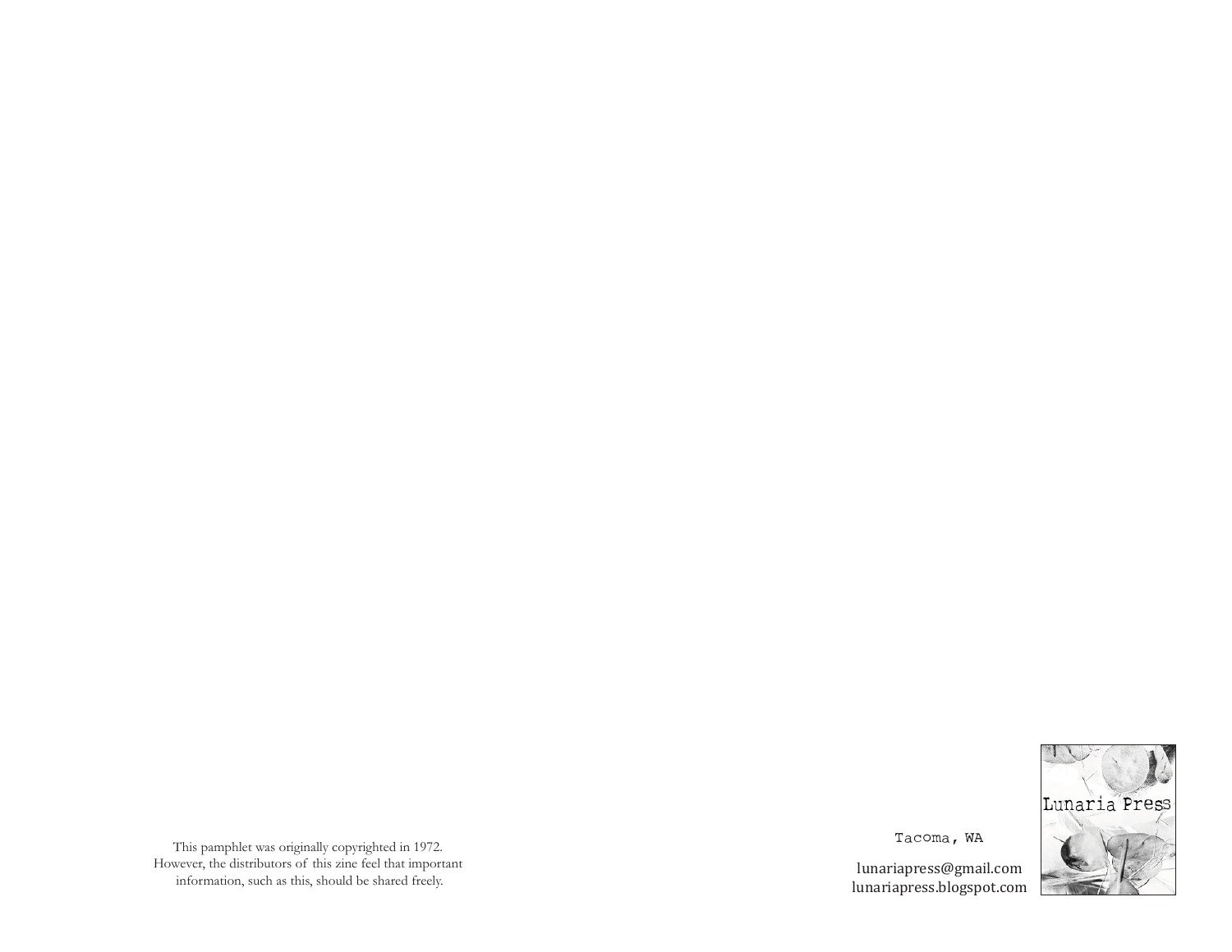This pamphlet was originally copyrighted in 1972.
However, the distributors of this zine feel that important information, such as this, should be shared freely.

Tacoma, WA

lunariapress@gmail.com
lunariapress.blogspot.com

Lunaria Press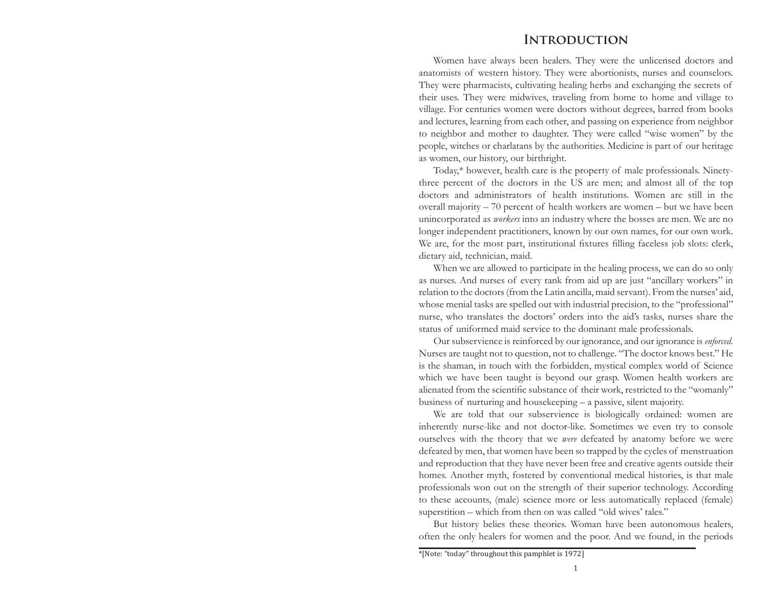# Introduction

Women have always been healers. They were the unlicensed doctors and anatomists of western history. They were abortionists, nurses and counselors. They were pharmacists, cultivating healing herbs and exchanging the secrets of their uses. They were midwives, traveling from home to home and village to village. For centuries women were doctors without degrees, barred from books and lectures, learning from each other, and passing on experience from neighbor to neighbor and mother to daughter. They were called "wise women" by the people, witches or charlatans by the authorities. Medicine is part of our heritage as women, our history, our birthright.

Today,* however, health care is the property of male professionals. Ninety-three percent of the doctors in the US are men; and almost all of the top doctors and administrators of health institutions. Women are still in the overall majority – 70 percent of health workers are women – but we have been unincorporated as *workers* into an industry where the bosses are men. We are no longer independent practitioners, known by our own names, for our own work. We are, for the most part, institutional fixtures filling faceless job slots: clerk, dietary aid, technician, maid.

When we are allowed to participate in the healing process, we can do so only as nurses. And nurses of every rank from aid up are just "ancillary workers" in relation to the doctors (from the Latin ancilla, maid servant). From the nurses' aid, whose menial tasks are spelled out with industrial precision, to the "professional" nurse, who translates the doctors' orders into the aid's tasks, nurses share the status of uniformed maid service to the dominant male professionals.

Our subservience is reinforced by our ignorance, and our ignorance is *enforced*. Nurses are taught not to question, not to challenge. "The doctor knows best." He is the shaman, in touch with the forbidden, mystical complex world of Science which we have been taught is beyond our grasp. Women health workers are alienated from the scientific substance of their work, restricted to the "womanly" business of nurturing and housekeeping – a passive, silent majority.

We are told that our subservience is biologically ordained: women are inherently nurse-like and not doctor-like. Sometimes we even try to console ourselves with the theory that we *were* defeated by anatomy before we were defeated by men, that women have been so trapped by the cycles of menstruation and reproduction that they have never been free and creative agents outside their homes. Another myth, fostered by conventional medical histories, is that male professionals won out on the strength of their superior technology. According to these accounts, (male) science more or less automatically replaced (female) superstition – which from then on was called "old wives' tales."

But history belies these theories. Woman have been autonomous healers, often the only healers for women and the poor. And we found, in the periods

*[Note: "today" throughout this pamphlet is 1972]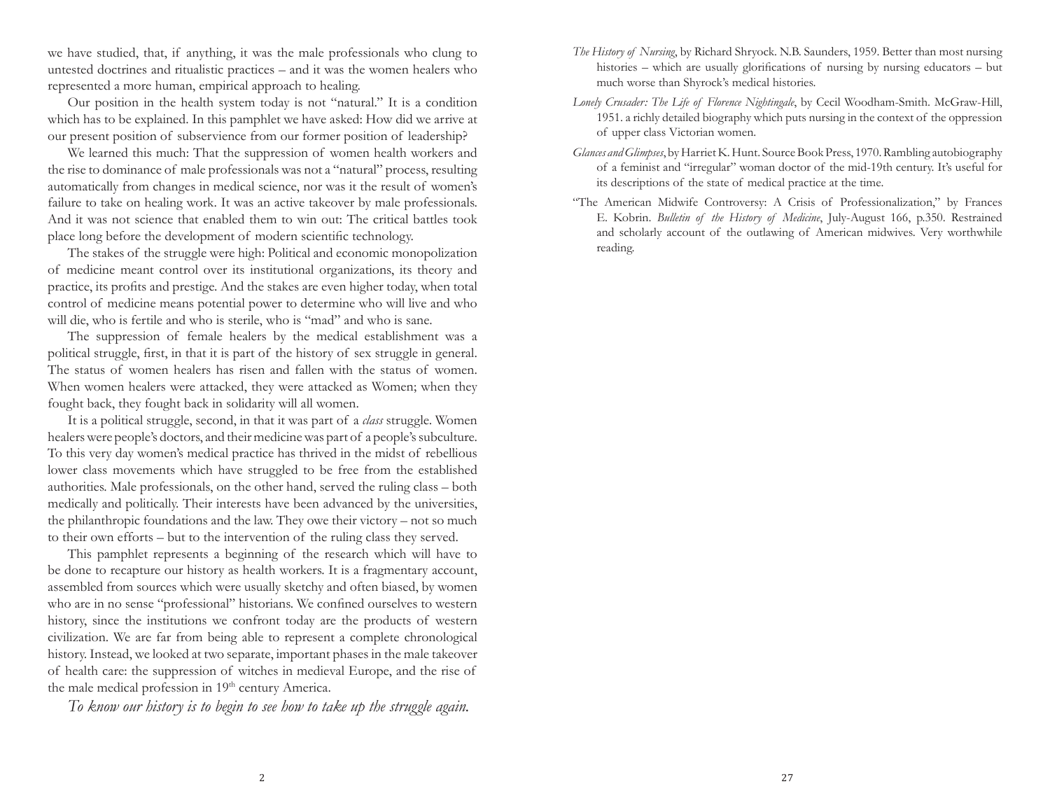we have studied, that, if anything, it was the male professionals who clung to untested doctrines and ritualistic practices – and it was the women healers who represented a more human, empirical approach to healing.

Our position in the health system today is not "natural." It is a condition which has to be explained. In this pamphlet we have asked: How did we arrive at our present position of subservience from our former position of leadership?

We learned this much: That the suppression of women health workers and the rise to dominance of male professionals was not a "natural" process, resulting automatically from changes in medical science, nor was it the result of women's failure to take on healing work. It was an active takeover by male professionals. And it was not science that enabled them to win out: The critical battles took place long before the development of modern scientific technology.

The stakes of the struggle were high: Political and economic monopolization of medicine meant control over its institutional organizations, its theory and practice, its profits and prestige. And the stakes are even higher today, when total control of medicine means potential power to determine who will live and who will die, who is fertile and who is sterile, who is "mad" and who is sane.

The suppression of female healers by the medical establishment was a political struggle, first, in that it is part of the history of sex struggle in general. The status of women healers has risen and fallen with the status of women. When women healers were attacked, they were attacked as Women; when they fought back, they fought back in solidarity will all women.

It is a political struggle, second, in that it was part of a *class* struggle. Women healers were people's doctors, and their medicine was part of a people's subculture. To this very day women's medical practice has thrived in the midst of rebellious lower class movements which have struggled to be free from the established authorities. Male professionals, on the other hand, served the ruling class – both medically and politically. Their interests have been advanced by the universities, the philanthropic foundations and the law. They owe their victory – not so much to their own efforts – but to the intervention of the ruling class they served.

This pamphlet represents a beginning of the research which will have to be done to recapture our history as health workers. It is a fragmentary account, assembled from sources which were usually sketchy and often biased, by women who are in no sense "professional" historians. We confined ourselves to western history, since the institutions we confront today are the products of western civilization. We are far from being able to represent a complete chronological history. Instead, we looked at two separate, important phases in the male takeover of health care: the suppression of witches in medieval Europe, and the rise of the male medical profession in 19th century America.

*To know our history is to begin to see how to take up the struggle again.*

*The History of Nursing*, by Richard Shryock. N.B. Saunders, 1959. Better than most nursing histories – which are usually glorifications of nursing by nursing educators – but much worse than Shyrock's medical histories.

*Lonely Crusader: The Life of Florence Nightingale*, by Cecil Woodham-Smith. McGraw-Hill, 1951. a richly detailed biography which puts nursing in the context of the oppression of upper class Victorian women.

*Glances and Glimpses*, by Harriet K. Hunt. Source Book Press, 1970. Rambling autobiography of a feminist and "irregular" woman doctor of the mid-19th century. It's useful for its descriptions of the state of medical practice at the time.

"The American Midwife Controversy: A Crisis of Professionalization," by Frances E. Kobrin. *Bulletin of the History of Medicine*, July-August 166, p.350. Restrained and scholarly account of the outlawing of American midwives. Very worthwhile reading.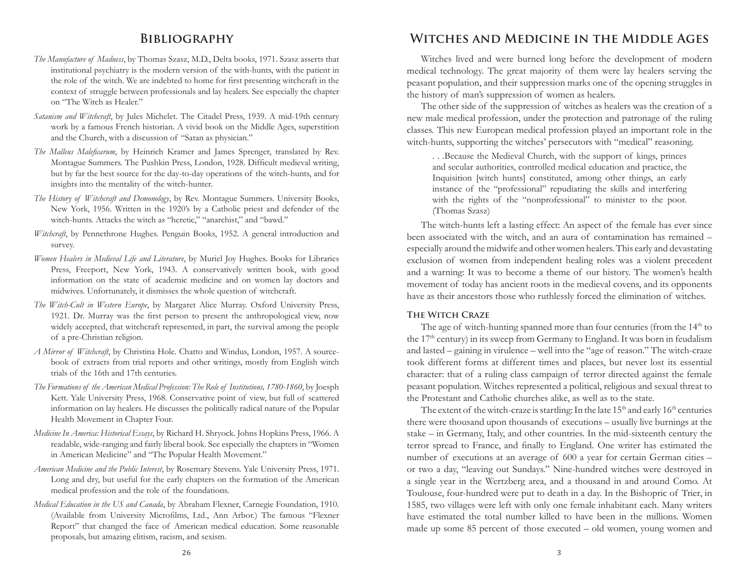# Bibliography

*The Manufacture of Madness*, by Thomas Szasz, M.D., Delta books, 1971. Szasz asserts that institutional psychiatry is the modern version of the with-hunts, with the patient in the role of the witch. We are indebted to home for first presenting witchcraft in the context of struggle between professionals and lay healers. See especially the chapter on "The Witch as Healer."

*Satanism and Witchcraft*, by Jules Michelet. The Citadel Press, 1939. A mid-19th century work by a famous French historian. A vivid book on the Middle Ages, superstition and the Church, with a discussion of "Satan as physician."

*The Malleus Maleficarum*, by Heinrich Kramer and James Sprenger, translated by Rev. Montague Summers. The Pushkin Press, London, 1928. Difficult medieval writing, but by far the best source for the day-to-day operations of the witch-hunts, and for insights into the mentality of the witch-hunter.

*The History of Witchcraft and Demonology*, by Rev. Montague Summers. University Books, New York, 1956. Written in the 1920's by a Catholic priest and defender of the witch-hunts. Attacks the witch as "heretic," "anarchist," and "bawd."

*Witchcraft*, by Pennethrone Hughes. Penguin Books, 1952. A general introduction and survey.

*Women Healers in Medieval Life and Literature*, by Muriel Joy Hughes. Books for Libraries Press, Freeport, New York, 1943. A conservatively written book, with good information on the state of academic medicine and on women lay doctors and midwives. Unfortunately, it dismisses the whole question of witchcraft.

*The Witch-Cult in Western Europe*, by Margaret Alice Murray. Oxford University Press, 1921. Dr. Murray was the first person to present the anthropological view, now widely accepted, that witchcraft represented, in part, the survival among the people of a pre-Christian religion.

*A Mirror of Witchcraft*, by Christina Hole. Chatto and Windus, London, 1957. A source-book of extracts from trial reports and other writings, mostly from English witch trials of the 16th and 17th centuries.

*The Formations of the American Medical Profession: The Role of Institutions, 1780-1860*, by Joesph Kett. Yale University Press, 1968. Conservative point of view, but full of scattered information on lay healers. He discusses the politically radical nature of the Popular Health Movement in Chapter Four.

*Medicine In America: Historical Essays*, by Richard H. Shryock. Johns Hopkins Press, 1966. A readable, wide-ranging and fairly liberal book. See especially the chapters in "Women in American Medicine" and "The Popular Health Movement."

*American Medicine and the Public Interest*, by Rosemary Stevens. Yale University Press, 1971. Long and dry, but useful for the early chapters on the formation of the American medical profession and the role of the foundations.

*Medical Education in the US and Canada*, by Abraham Flexner, Carnegie Foundation, 1910. (Available from University Microfilms, Ltd., Ann Arbor.) The famous "Flexner Report" that changed the face of American medical education. Some reasonable proposals, but amazing elitism, racism, and sexism.

# Witches and Medicine in the Middle Ages

Witches lived and were burned long before the development of modern medical technology. The great majority of them were lay healers serving the peasant population, and their suppression marks one of the opening struggles in the history of man's suppression of women as healers.

The other side of the suppression of witches as healers was the creation of a new male medical profession, under the protection and patronage of the ruling classes. This new European medical profession played an important role in the witch-hunts, supporting the witches' persecutors with "medical" reasoning.

> . . .Because the Medieval Church, with the support of kings, princes and secular authorities, controlled medical education and practice, the Inquisition [witch hunts] constituted, among other things, an early instance of the "professional" repudiating the skills and interfering with the rights of the "nonprofessional" to minister to the poor. (Thomas Szasz)

The witch-hunts left a lasting effect: An aspect of the female has ever since been associated with the witch, and an aura of contamination has remained – especially around the midwife and other women healers. This early and devastating exclusion of women from independent healing roles was a violent precedent and a warning: It was to become a theme of our history. The women's health movement of today has ancient roots in the medieval covens, and its opponents have as their ancestors those who ruthlessly forced the elimination of witches.

## The Witch Craze

The age of witch-hunting spanned more than four centuries (from the 14th to the 17th century) in its sweep from Germany to England. It was born in feudalism and lasted – gaining in virulence – well into the "age of reason." The witch-craze took different forms at different times and places, but never lost its essential character: that of a ruling class campaign of terror directed against the female peasant population. Witches represented a political, religious and sexual threat to the Protestant and Catholic churches alike, as well as to the state.

The extent of the witch-craze is startling: In the late 15th and early 16th centuries there were thousand upon thousands of executions – usually live burnings at the stake – in Germany, Italy, and other countries. In the mid-sixteenth century the terror spread to France, and finally to England. One writer has estimated the number of executions at an average of 600 a year for certain German cities – or two a day, "leaving out Sundays." Nine-hundred witches were destroyed in a single year in the Wertzberg area, and a thousand in and around Como. At Toulouse, four-hundred were put to death in a day. In the Bishopric of Trier, in 1585, two villages were left with only one female inhabitant each. Many writers have estimated the total number killed to have been in the millions. Women made up some 85 percent of those executed – old women, young women and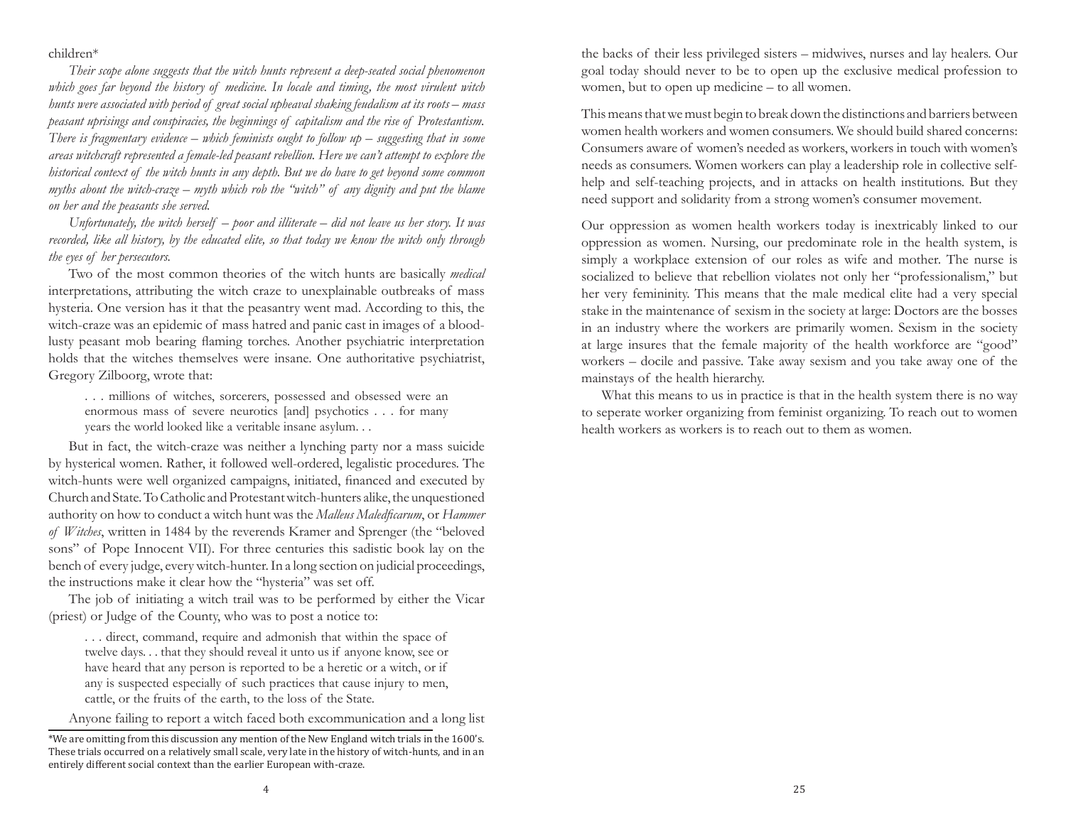children*

*Their scope alone suggests that the witch hunts represent a deep-seated social phenomenon which goes far beyond the history of medicine. In locale and timing, the most virulent witch hunts were associated with period of great social upheaval shaking feudalism at its roots – mass peasant uprisings and conspiracies, the beginnings of capitalism and the rise of Protestantism. There is fragmentary evidence – which feminists ought to follow up – suggesting that in some areas witchcraft represented a female-led peasant rebellion. Here we can't attempt to explore the historical context of the witch hunts in any depth. But we do have to get beyond some common myths about the witch-craze – myth which rob the "witch" of any dignity and put the blame on her and the peasants she served.*

*Unfortunately, the witch herself – poor and illiterate – did not leave us her story. It was recorded, like all history, by the educated elite, so that today we know the witch only through the eyes of her persecutors.*

Two of the most common theories of the witch hunts are basically *medical* interpretations, attributing the witch craze to unexplainable outbreaks of mass hysteria. One version has it that the peasantry went mad. According to this, the witch-craze was an epidemic of mass hatred and panic cast in images of a blood-lusty peasant mob bearing flaming torches. Another psychiatric interpretation holds that the witches themselves were insane. One authoritative psychiatrist, Gregory Zilboorg, wrote that:

> . . . millions of witches, sorcerers, possessed and obsessed were an enormous mass of severe neurotics [and] psychotics . . . for many years the world looked like a veritable insane asylum. . .

But in fact, the witch-craze was neither a lynching party nor a mass suicide by hysterical women. Rather, it followed well-ordered, legalistic procedures. The witch-hunts were well organized campaigns, initiated, financed and executed by Church and State. To Catholic and Protestant witch-hunters alike, the unquestioned authority on how to conduct a witch hunt was the *Malleus Maledficarum*, or *Hammer of Witches*, written in 1484 by the reverends Kramer and Sprenger (the "beloved sons" of Pope Innocent VII). For three centuries this sadistic book lay on the bench of every judge, every witch-hunter. In a long section on judicial proceedings, the instructions make it clear how the "hysteria" was set off.

The job of initiating a witch trail was to be performed by either the Vicar (priest) or Judge of the County, who was to post a notice to:

> . . . direct, command, require and admonish that within the space of twelve days. . . that they should reveal it unto us if anyone know, see or have heard that any person is reported to be a heretic or a witch, or if any is suspected especially of such practices that cause injury to men, cattle, or the fruits of the earth, to the loss of the State.

Anyone failing to report a witch faced both excommunication and a long list

*We are omitting from this discussion any mention of the New England witch trials in the 1600's. These trials occurred on a relatively small scale, very late in the history of witch-hunts, and in an entirely different social context than the earlier European with-craze.

the backs of their less privileged sisters – midwives, nurses and lay healers. Our goal today should never to be to open up the exclusive medical profession to women, but to open up medicine – to all women.

This means that we must begin to break down the distinctions and barriers between women health workers and women consumers. We should build shared concerns: Consumers aware of women's needed as workers, workers in touch with women's needs as consumers. Women workers can play a leadership role in collective self-help and self-teaching projects, and in attacks on health institutions. But they need support and solidarity from a strong women's consumer movement.

Our oppression as women health workers today is inextricably linked to our oppression as women. Nursing, our predominate role in the health system, is simply a workplace extension of our roles as wife and mother. The nurse is socialized to believe that rebellion violates not only her "professionalism," but her very femininity. This means that the male medical elite had a very special stake in the maintenance of sexism in the society at large: Doctors are the bosses in an industry where the workers are primarily women. Sexism in the society at large insures that the female majority of the health workforce are "good" workers – docile and passive. Take away sexism and you take away one of the mainstays of the health hierarchy.

What this means to us in practice is that in the health system there is no way to seperate worker organizing from feminist organizing. To reach out to women health workers as workers is to reach out to them as women.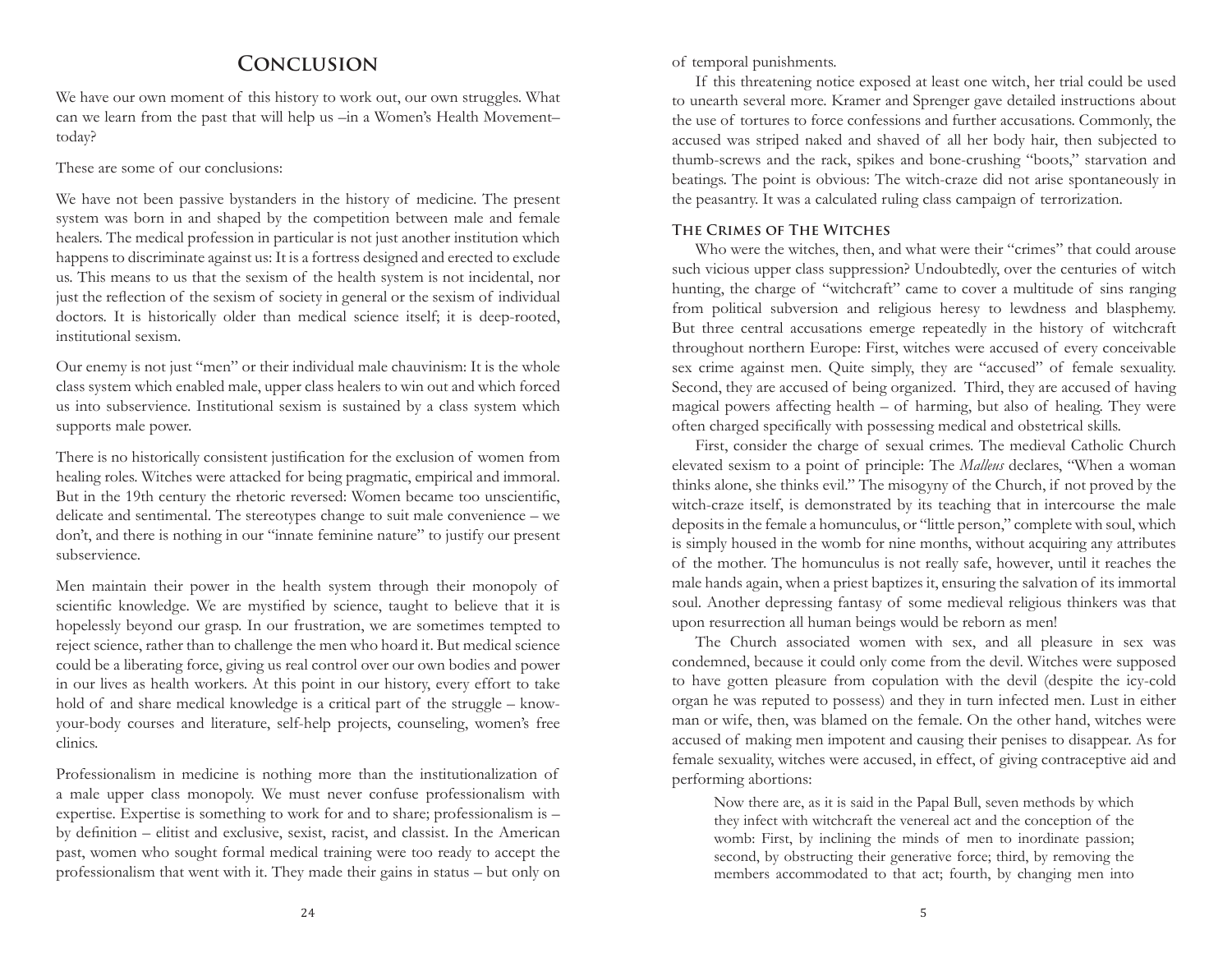## Conclusion

We have our own moment of this history to work out, our own struggles. What can we learn from the past that will help us –in a Women's Health Movement– today?

These are some of our conclusions:

We have not been passive bystanders in the history of medicine. The present system was born in and shaped by the competition between male and female healers. The medical profession in particular is not just another institution which happens to discriminate against us: It is a fortress designed and erected to exclude us. This means to us that the sexism of the health system is not incidental, nor just the reflection of the sexism of society in general or the sexism of individual doctors. It is historically older than medical science itself; it is deep-rooted, institutional sexism.

Our enemy is not just "men" or their individual male chauvinism: It is the whole class system which enabled male, upper class healers to win out and which forced us into subservience. Institutional sexism is sustained by a class system which supports male power.

There is no historically consistent justification for the exclusion of women from healing roles. Witches were attacked for being pragmatic, empirical and immoral. But in the 19th century the rhetoric reversed: Women became too unscientific, delicate and sentimental. The stereotypes change to suit male convenience – we don't, and there is nothing in our "innate feminine nature" to justify our present subservience.

Men maintain their power in the health system through their monopoly of scientific knowledge. We are mystified by science, taught to believe that it is hopelessly beyond our grasp. In our frustration, we are sometimes tempted to reject science, rather than to challenge the men who hoard it. But medical science could be a liberating force, giving us real control over our own bodies and power in our lives as health workers. At this point in our history, every effort to take hold of and share medical knowledge is a critical part of the struggle – know-your-body courses and literature, self-help projects, counseling, women's free clinics.

Professionalism in medicine is nothing more than the institutionalization of a male upper class monopoly. We must never confuse professionalism with expertise. Expertise is something to work for and to share; professionalism is – by definition – elitist and exclusive, sexist, racist, and classist. In the American past, women who sought formal medical training were too ready to accept the professionalism that went with it. They made their gains in status – but only on

of temporal punishments.

If this threatening notice exposed at least one witch, her trial could be used to unearth several more. Kramer and Sprenger gave detailed instructions about the use of tortures to force confessions and further accusations. Commonly, the accused was striped naked and shaved of all her body hair, then subjected to thumb-screws and the rack, spikes and bone-crushing "boots," starvation and beatings. The point is obvious: The witch-craze did not arise spontaneously in the peasantry. It was a calculated ruling class campaign of terrorization.

### The Crimes of The Witches

Who were the witches, then, and what were their "crimes" that could arouse such vicious upper class suppression? Undoubtedly, over the centuries of witch hunting, the charge of "witchcraft" came to cover a multitude of sins ranging from political subversion and religious heresy to lewdness and blasphemy. But three central accusations emerge repeatedly in the history of witchcraft throughout northern Europe: First, witches were accused of every conceivable sex crime against men. Quite simply, they are "accused" of female sexuality. Second, they are accused of being organized. Third, they are accused of having magical powers affecting health – of harming, but also of healing. They were often charged specifically with possessing medical and obstetrical skills.

First, consider the charge of sexual crimes. The medieval Catholic Church elevated sexism to a point of principle: The *Malleus* declares, "When a woman thinks alone, she thinks evil." The misogyny of the Church, if not proved by the witch-craze itself, is demonstrated by its teaching that in intercourse the male deposits in the female a homunculus, or "little person," complete with soul, which is simply housed in the womb for nine months, without acquiring any attributes of the mother. The homunculus is not really safe, however, until it reaches the male hands again, when a priest baptizes it, ensuring the salvation of its immortal soul. Another depressing fantasy of some medieval religious thinkers was that upon resurrection all human beings would be reborn as men!

The Church associated women with sex, and all pleasure in sex was condemned, because it could only come from the devil. Witches were supposed to have gotten pleasure from copulation with the devil (despite the icy-cold organ he was reputed to possess) and they in turn infected men. Lust in either man or wife, then, was blamed on the female. On the other hand, witches were accused of making men impotent and causing their penises to disappear. As for female sexuality, witches were accused, in effect, of giving contraceptive aid and performing abortions:

> Now there are, as it is said in the Papal Bull, seven methods by which they infect with witchcraft the venereal act and the conception of the womb: First, by inclining the minds of men to inordinate passion; second, by obstructing their generative force; third, by removing the members accommodated to that act; fourth, by changing men into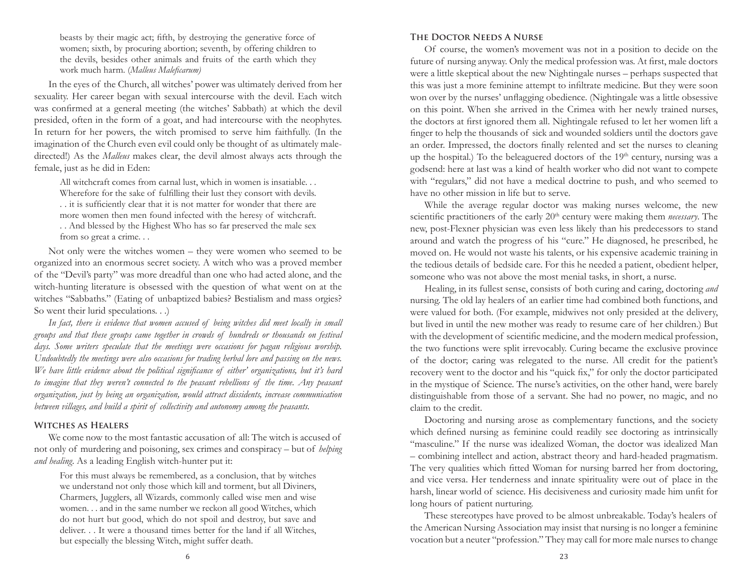beasts by their magic act; fifth, by destroying the generative force of women; sixth, by procuring abortion; seventh, by offering children to the devils, besides other animals and fruits of the earth which they work much harm. (*Malleus Maleficarum)*

In the eyes of the Church, all witches' power was ultimately derived from her sexuality. Her career began with sexual intercourse with the devil. Each witch was confirmed at a general meeting (the witches' Sabbath) at which the devil presided, often in the form of a goat, and had intercourse with the neophytes. In return for her powers, the witch promised to serve him faithfully. (In the imagination of the Church even evil could only be thought of as ultimately male-directed!) As the *Malleus* makes clear, the devil almost always acts through the female, just as he did in Eden:

> All witchcraft comes from carnal lust, which in women is insatiable. . . Wherefore for the sake of fulfilling their lust they consort with devils. . . it is sufficiently clear that it is not matter for wonder that there are more women then men found infected with the heresy of witchcraft. . . And blessed by the Highest Who has so far preserved the male sex from so great a crime. . .

Not only were the witches women – they were women who seemed to be organized into an enormous secret society. A witch who was a proved member of the "Devil's party" was more dreadful than one who had acted alone, and the witch-hunting literature is obsessed with the question of what went on at the witches "Sabbaths." (Eating of unbaptized babies? Bestialism and mass orgies? So went their lurid speculations. . .)

*In fact, there is evidence that women accused of being witches did meet locally in small groups and that these groups came together in crowds of hundreds or thousands on festival days. Some writers speculate that the meetings were occasions for pagan religious worship. Undoubtedly the meetings were also occasions for trading herbal lore and passing on the news. We have little evidence about the political significance of either' organizations, but it's hard to imagine that they weren't connected to the peasant rebellions of the time. Any peasant organization, just by being an organization, would attract dissidents, increase communication between villages, and build a spirit of collectivity and autonomy among the peasants.*

## Witches as Healers

We come now to the most fantastic accusation of all: The witch is accused of not only of murdering and poisoning, sex crimes and conspiracy – but of *helping and healing*. As a leading English witch-hunter put it:

> For this must always be remembered, as a conclusion, that by witches we understand not only those which kill and torment, but all Diviners, Charmers, Jugglers, all Wizards, commonly called wise men and wise women. . . and in the same number we reckon all good Witches, which do not hurt but good, which do not spoil and destroy, but save and deliver. . . It were a thousand times better for the land if all Witches, but especially the blessing Witch, might suffer death.

## The Doctor Needs A Nurse

Of course, the women's movement was not in a position to decide on the future of nursing anyway. Only the medical profession was. At first, male doctors were a little skeptical about the new Nightingale nurses – perhaps suspected that this was just a more feminine attempt to infiltrate medicine. But they were soon won over by the nurses' unflagging obedience. (Nightingale was a little obsessive on this point. When she arrived in the Crimea with her newly trained nurses, the doctors at first ignored them all. Nightingale refused to let her women lift a finger to help the thousands of sick and wounded soldiers until the doctors gave an order. Impressed, the doctors finally relented and set the nurses to cleaning up the hospital.) To the beleaguered doctors of the 19th century, nursing was a godsend: here at last was a kind of health worker who did not want to compete with "regulars," did not have a medical doctrine to push, and who seemed to have no other mission in life but to serve.

While the average regular doctor was making nurses welcome, the new scientific practitioners of the early 20th century were making them *necessary*. The new, post-Flexner physician was even less likely than his predecessors to stand around and watch the progress of his "cure." He diagnosed, he prescribed, he moved on. He would not waste his talents, or his expensive academic training in the tedious details of bedside care. For this he needed a patient, obedient helper, someone who was not above the most menial tasks, in short, a nurse.

Healing, in its fullest sense, consists of both curing and caring, doctoring *and* nursing. The old lay healers of an earlier time had combined both functions, and were valued for both. (For example, midwives not only presided at the delivery, but lived in until the new mother was ready to resume care of her children.) But with the development of scientific medicine, and the modern medical profession, the two functions were split irrevocably. Curing became the exclusive province of the doctor; caring was relegated to the nurse. All credit for the patient's recovery went to the doctor and his "quick fix," for only the doctor participated in the mystique of Science. The nurse's activities, on the other hand, were barely distinguishable from those of a servant. She had no power, no magic, and no claim to the credit.

Doctoring and nursing arose as complementary functions, and the society which defined nursing as feminine could readily see doctoring as intrinsically "masculine." If the nurse was idealized Woman, the doctor was idealized Man – combining intellect and action, abstract theory and hard-headed pragmatism. The very qualities which fitted Woman for nursing barred her from doctoring, and vice versa. Her tenderness and innate spirituality were out of place in the harsh, linear world of science. His decisiveness and curiosity made him unfit for long hours of patient nurturing.

These stereotypes have proved to be almost unbreakable. Today's healers of the American Nursing Association may insist that nursing is no longer a feminine vocation but a neuter "profession." They may call for more male nurses to change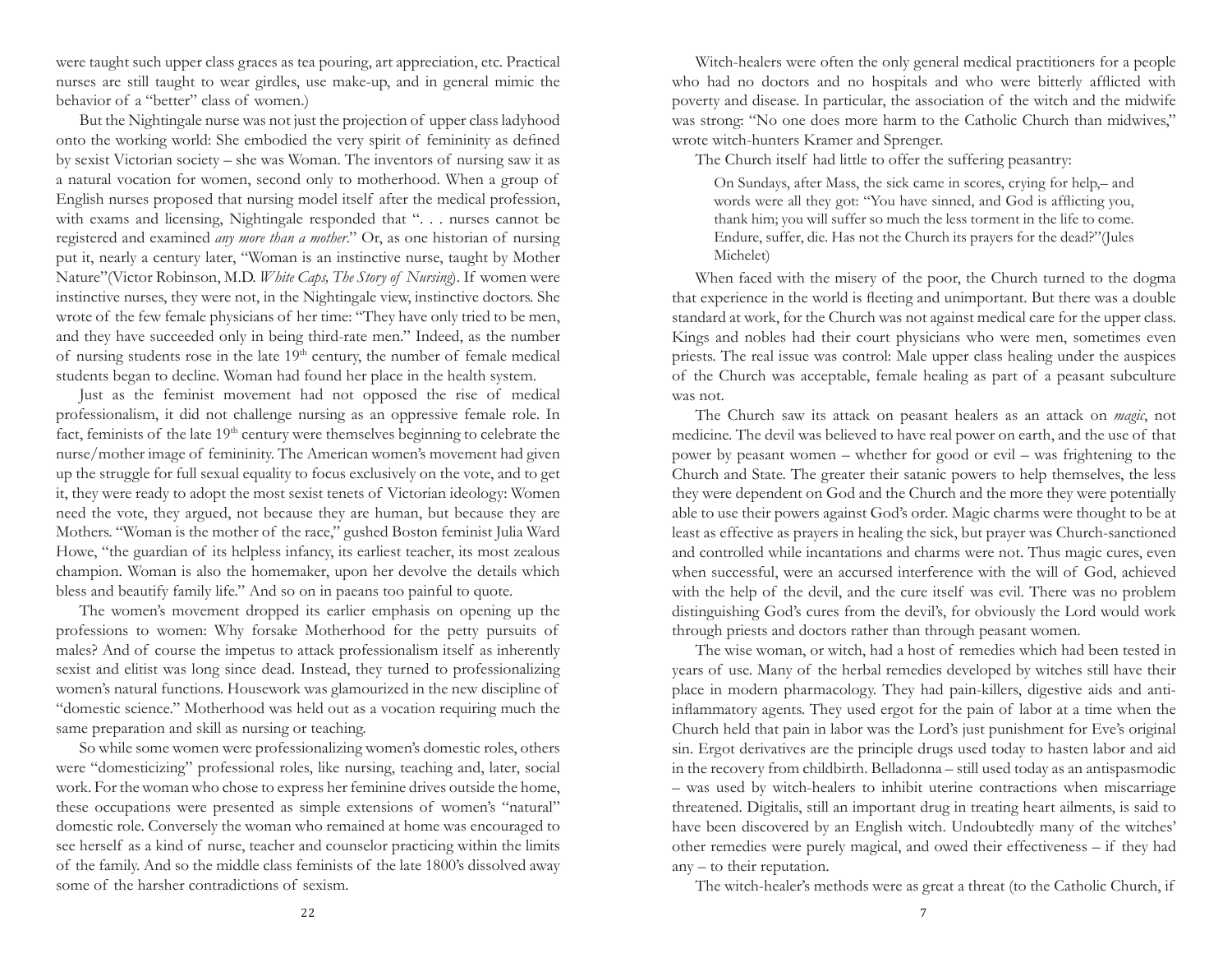were taught such upper class graces as tea pouring, art appreciation, etc. Practical nurses are still taught to wear girdles, use make-up, and in general mimic the behavior of a "better" class of women.)

But the Nightingale nurse was not just the projection of upper class ladyhood onto the working world: She embodied the very spirit of femininity as defined by sexist Victorian society – she was Woman. The inventors of nursing saw it as a natural vocation for women, second only to motherhood. When a group of English nurses proposed that nursing model itself after the medical profession, with exams and licensing, Nightingale responded that ". . . nurses cannot be registered and examined *any more than a mother*." Or, as one historian of nursing put it, nearly a century later, "Woman is an instinctive nurse, taught by Mother Nature"(Victor Robinson, M.D. *White Caps, The Story of Nursing*). If women were instinctive nurses, they were not, in the Nightingale view, instinctive doctors. She wrote of the few female physicians of her time: "They have only tried to be men, and they have succeeded only in being third-rate men." Indeed, as the number of nursing students rose in the late 19th century, the number of female medical students began to decline. Woman had found her place in the health system.

Just as the feminist movement had not opposed the rise of medical professionalism, it did not challenge nursing as an oppressive female role. In fact, feminists of the late 19th century were themselves beginning to celebrate the nurse/mother image of femininity. The American women's movement had given up the struggle for full sexual equality to focus exclusively on the vote, and to get it, they were ready to adopt the most sexist tenets of Victorian ideology: Women need the vote, they argued, not because they are human, but because they are Mothers. "Woman is the mother of the race," gushed Boston feminist Julia Ward Howe, "the guardian of its helpless infancy, its earliest teacher, its most zealous champion. Woman is also the homemaker, upon her devolve the details which bless and beautify family life." And so on in paeans too painful to quote.

The women's movement dropped its earlier emphasis on opening up the professions to women: Why forsake Motherhood for the petty pursuits of males? And of course the impetus to attack professionalism itself as inherently sexist and elitist was long since dead. Instead, they turned to professionalizing women's natural functions. Housework was glamourized in the new discipline of "domestic science." Motherhood was held out as a vocation requiring much the same preparation and skill as nursing or teaching.

So while some women were professionalizing women's domestic roles, others were "domesticizing" professional roles, like nursing, teaching and, later, social work. For the woman who chose to express her feminine drives outside the home, these occupations were presented as simple extensions of women's "natural" domestic role. Conversely the woman who remained at home was encouraged to see herself as a kind of nurse, teacher and counselor practicing within the limits of the family. And so the middle class feminists of the late 1800's dissolved away some of the harsher contradictions of sexism.

Witch-healers were often the only general medical practitioners for a people who had no doctors and no hospitals and who were bitterly afflicted with poverty and disease. In particular, the association of the witch and the midwife was strong: "No one does more harm to the Catholic Church than midwives," wrote witch-hunters Kramer and Sprenger.

The Church itself had little to offer the suffering peasantry:

> On Sundays, after Mass, the sick came in scores, crying for help,– and words were all they got: "You have sinned, and God is afflicting you, thank him; you will suffer so much the less torment in the life to come. Endure, suffer, die. Has not the Church its prayers for the dead?"(Jules Michelet)

When faced with the misery of the poor, the Church turned to the dogma that experience in the world is fleeting and unimportant. But there was a double standard at work, for the Church was not against medical care for the upper class. Kings and nobles had their court physicians who were men, sometimes even priests. The real issue was control: Male upper class healing under the auspices of the Church was acceptable, female healing as part of a peasant subculture was not.

The Church saw its attack on peasant healers as an attack on *magic*, not medicine. The devil was believed to have real power on earth, and the use of that power by peasant women – whether for good or evil – was frightening to the Church and State. The greater their satanic powers to help themselves, the less they were dependent on God and the Church and the more they were potentially able to use their powers against God's order. Magic charms were thought to be at least as effective as prayers in healing the sick, but prayer was Church-sanctioned and controlled while incantations and charms were not. Thus magic cures, even when successful, were an accursed interference with the will of God, achieved with the help of the devil, and the cure itself was evil. There was no problem distinguishing God's cures from the devil's, for obviously the Lord would work through priests and doctors rather than through peasant women.

The wise woman, or witch, had a host of remedies which had been tested in years of use. Many of the herbal remedies developed by witches still have their place in modern pharmacology. They had pain-killers, digestive aids and anti-inflammatory agents. They used ergot for the pain of labor at a time when the Church held that pain in labor was the Lord's just punishment for Eve's original sin. Ergot derivatives are the principle drugs used today to hasten labor and aid in the recovery from childbirth. Belladonna – still used today as an antispasmodic – was used by witch-healers to inhibit uterine contractions when miscarriage threatened. Digitalis, still an important drug in treating heart ailments, is said to have been discovered by an English witch. Undoubtedly many of the witches' other remedies were purely magical, and owed their effectiveness – if they had any – to their reputation.

The witch-healer's methods were as great a threat (to the Catholic Church, if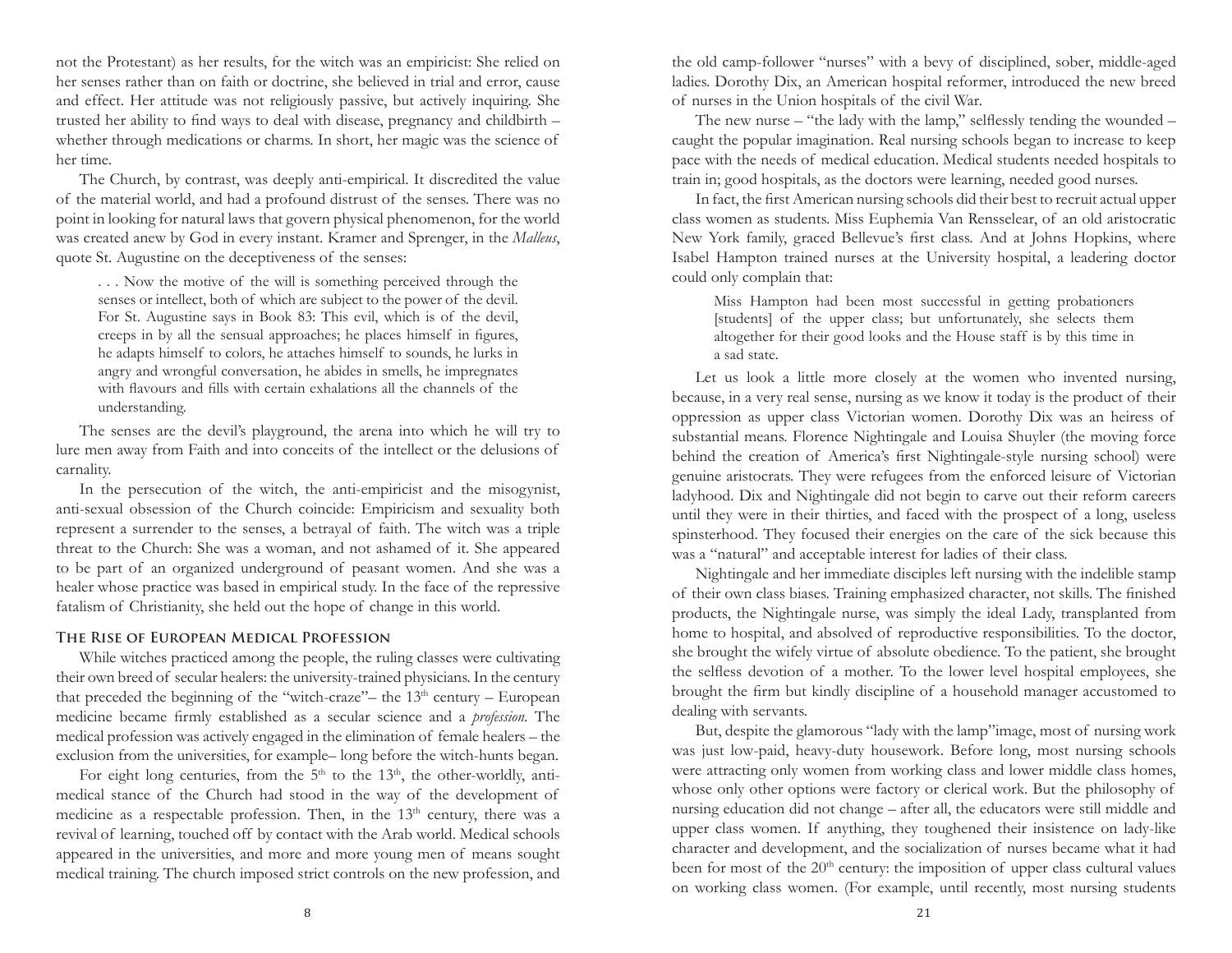not the Protestant) as her results, for the witch was an empiricist: She relied on her senses rather than on faith or doctrine, she believed in trial and error, cause and effect. Her attitude was not religiously passive, but actively inquiring. She trusted her ability to find ways to deal with disease, pregnancy and childbirth – whether through medications or charms. In short, her magic was the science of her time.

The Church, by contrast, was deeply anti-empirical. It discredited the value of the material world, and had a profound distrust of the senses. There was no point in looking for natural laws that govern physical phenomenon, for the world was created anew by God in every instant. Kramer and Sprenger, in the *Malleus*, quote St. Augustine on the deceptiveness of the senses:

> . . . Now the motive of the will is something perceived through the senses or intellect, both of which are subject to the power of the devil. For St. Augustine says in Book 83: This evil, which is of the devil, creeps in by all the sensual approaches; he places himself in figures, he adapts himself to colors, he attaches himself to sounds, he lurks in angry and wrongful conversation, he abides in smells, he impregnates with flavours and fills with certain exhalations all the channels of the understanding.

The senses are the devil's playground, the arena into which he will try to lure men away from Faith and into conceits of the intellect or the delusions of carnality.

In the persecution of the witch, the anti-empiricist and the misogynist, anti-sexual obsession of the Church coincide: Empiricism and sexuality both represent a surrender to the senses, a betrayal of faith. The witch was a triple threat to the Church: She was a woman, and not ashamed of it. She appeared to be part of an organized underground of peasant women. And she was a healer whose practice was based in empirical study. In the face of the repressive fatalism of Christianity, she held out the hope of change in this world.

### The Rise of European Medical Profession

While witches practiced among the people, the ruling classes were cultivating their own breed of secular healers: the university-trained physicians. In the century that preceded the beginning of the "witch-craze"– the 13th century – European medicine became firmly established as a secular science and a *profession*. The medical profession was actively engaged in the elimination of female healers – the exclusion from the universities, for example– long before the witch-hunts began.

For eight long centuries, from the 5th to the 13th, the other-worldly, anti-medical stance of the Church had stood in the way of the development of medicine as a respectable profession. Then, in the 13th century, there was a revival of learning, touched off by contact with the Arab world. Medical schools appeared in the universities, and more and more young men of means sought medical training. The church imposed strict controls on the new profession, and

the old camp-follower "nurses" with a bevy of disciplined, sober, middle-aged ladies. Dorothy Dix, an American hospital reformer, introduced the new breed of nurses in the Union hospitals of the civil War.

The new nurse – "the lady with the lamp," selflessly tending the wounded – caught the popular imagination. Real nursing schools began to increase to keep pace with the needs of medical education. Medical students needed hospitals to train in; good hospitals, as the doctors were learning, needed good nurses.

In fact, the first American nursing schools did their best to recruit actual upper class women as students. Miss Euphemia Van Rensselear, of an old aristocratic New York family, graced Bellevue's first class. And at Johns Hopkins, where Isabel Hampton trained nurses at the University hospital, a leadering doctor could only complain that:

> Miss Hampton had been most successful in getting probationers [students] of the upper class; but unfortunately, she selects them altogether for their good looks and the House staff is by this time in a sad state.

Let us look a little more closely at the women who invented nursing, because, in a very real sense, nursing as we know it today is the product of their oppression as upper class Victorian women. Dorothy Dix was an heiress of substantial means. Florence Nightingale and Louisa Shuyler (the moving force behind the creation of America's first Nightingale-style nursing school) were genuine aristocrats. They were refugees from the enforced leisure of Victorian ladyhood. Dix and Nightingale did not begin to carve out their reform careers until they were in their thirties, and faced with the prospect of a long, useless spinsterhood. They focused their energies on the care of the sick because this was a "natural" and acceptable interest for ladies of their class.

Nightingale and her immediate disciples left nursing with the indelible stamp of their own class biases. Training emphasized character, not skills. The finished products, the Nightingale nurse, was simply the ideal Lady, transplanted from home to hospital, and absolved of reproductive responsibilities. To the doctor, she brought the wifely virtue of absolute obedience. To the patient, she brought the selfless devotion of a mother. To the lower level hospital employees, she brought the firm but kindly discipline of a household manager accustomed to dealing with servants.

But, despite the glamorous "lady with the lamp"image, most of nursing work was just low-paid, heavy-duty housework. Before long, most nursing schools were attracting only women from working class and lower middle class homes, whose only other options were factory or clerical work. But the philosophy of nursing education did not change – after all, the educators were still middle and upper class women. If anything, they toughened their insistence on lady-like character and development, and the socialization of nurses became what it had been for most of the 20th century: the imposition of upper class cultural values on working class women. (For example, until recently, most nursing students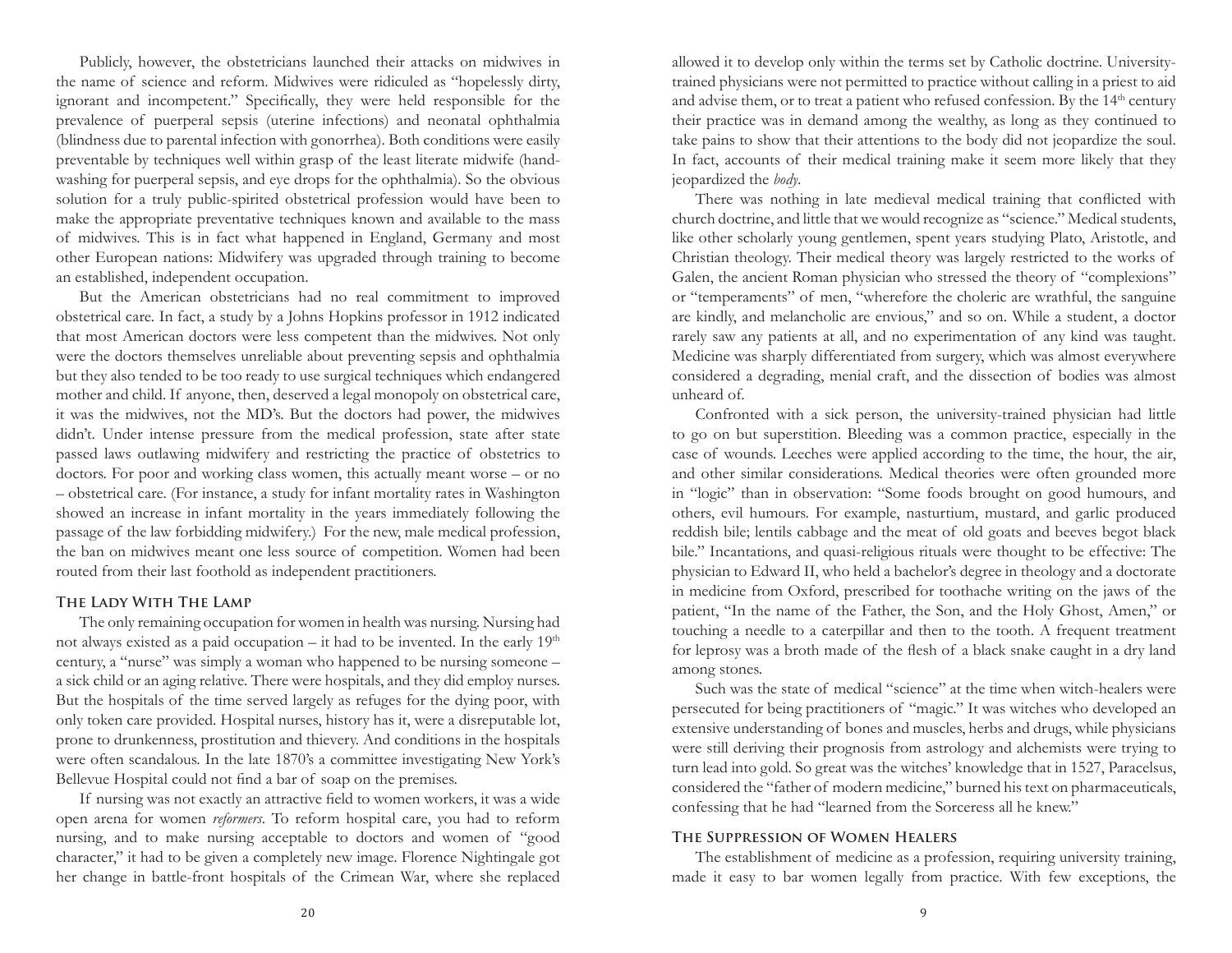Publicly, however, the obstetricians launched their attacks on midwives in the name of science and reform. Midwives were ridiculed as "hopelessly dirty, ignorant and incompetent." Specifically, they were held responsible for the prevalence of puerperal sepsis (uterine infections) and neonatal ophthalmia (blindness due to parental infection with gonorrhea). Both conditions were easily preventable by techniques well within grasp of the least literate midwife (hand-washing for puerperal sepsis, and eye drops for the ophthalmia). So the obvious solution for a truly public-spirited obstetrical profession would have been to make the appropriate preventative techniques known and available to the mass of midwives. This is in fact what happened in England, Germany and most other European nations: Midwifery was upgraded through training to become an established, independent occupation.

But the American obstetricians had no real commitment to improved obstetrical care. In fact, a study by a Johns Hopkins professor in 1912 indicated that most American doctors were less competent than the midwives. Not only were the doctors themselves unreliable about preventing sepsis and ophthalmia but they also tended to be too ready to use surgical techniques which endangered mother and child. If anyone, then, deserved a legal monopoly on obstetrical care, it was the midwives, not the MD's. But the doctors had power, the midwives didn't. Under intense pressure from the medical profession, state after state passed laws outlawing midwifery and restricting the practice of obstetrics to doctors. For poor and working class women, this actually meant worse – or no – obstetrical care. (For instance, a study for infant mortality rates in Washington showed an increase in infant mortality in the years immediately following the passage of the law forbidding midwifery.) For the new, male medical profession, the ban on midwives meant one less source of competition. Women had been routed from their last foothold as independent practitioners.

### The Lady With The Lamp

The only remaining occupation for women in health was nursing. Nursing had not always existed as a paid occupation – it had to be invented. In the early 19th century, a "nurse" was simply a woman who happened to be nursing someone – a sick child or an aging relative. There were hospitals, and they did employ nurses. But the hospitals of the time served largely as refuges for the dying poor, with only token care provided. Hospital nurses, history has it, were a disreputable lot, prone to drunkenness, prostitution and thievery. And conditions in the hospitals were often scandalous. In the late 1870's a committee investigating New York's Bellevue Hospital could not find a bar of soap on the premises.

If nursing was not exactly an attractive field to women workers, it was a wide open arena for women *reformers*. To reform hospital care, you had to reform nursing, and to make nursing acceptable to doctors and women of "good character," it had to be given a completely new image. Florence Nightingale got her change in battle-front hospitals of the Crimean War, where she replaced

allowed it to develop only within the terms set by Catholic doctrine. University-trained physicians were not permitted to practice without calling in a priest to aid and advise them, or to treat a patient who refused confession. By the 14th century their practice was in demand among the wealthy, as long as they continued to take pains to show that their attentions to the body did not jeopardize the soul. In fact, accounts of their medical training make it seem more likely that they jeopardized the *body*.

There was nothing in late medieval medical training that conflicted with church doctrine, and little that we would recognize as "science." Medical students, like other scholarly young gentlemen, spent years studying Plato, Aristotle, and Christian theology. Their medical theory was largely restricted to the works of Galen, the ancient Roman physician who stressed the theory of "complexions" or "temperaments" of men, "wherefore the choleric are wrathful, the sanguine are kindly, and melancholic are envious," and so on. While a student, a doctor rarely saw any patients at all, and no experimentation of any kind was taught. Medicine was sharply differentiated from surgery, which was almost everywhere considered a degrading, menial craft, and the dissection of bodies was almost unheard of.

Confronted with a sick person, the university-trained physician had little to go on but superstition. Bleeding was a common practice, especially in the case of wounds. Leeches were applied according to the time, the hour, the air, and other similar considerations. Medical theories were often grounded more in "logic" than in observation: "Some foods brought on good humours, and others, evil humours. For example, nasturtium, mustard, and garlic produced reddish bile; lentils cabbage and the meat of old goats and beeves begot black bile." Incantations, and quasi-religious rituals were thought to be effective: The physician to Edward II, who held a bachelor's degree in theology and a doctorate in medicine from Oxford, prescribed for toothache writing on the jaws of the patient, "In the name of the Father, the Son, and the Holy Ghost, Amen," or touching a needle to a caterpillar and then to the tooth. A frequent treatment for leprosy was a broth made of the flesh of a black snake caught in a dry land among stones.

Such was the state of medical "science" at the time when witch-healers were persecuted for being practitioners of "magic." It was witches who developed an extensive understanding of bones and muscles, herbs and drugs, while physicians were still deriving their prognosis from astrology and alchemists were trying to turn lead into gold. So great was the witches' knowledge that in 1527, Paracelsus, considered the "father of modern medicine," burned his text on pharmaceuticals, confessing that he had "learned from the Sorceress all he knew."

### The Suppression of Women Healers

The establishment of medicine as a profession, requiring university training, made it easy to bar women legally from practice. With few exceptions, the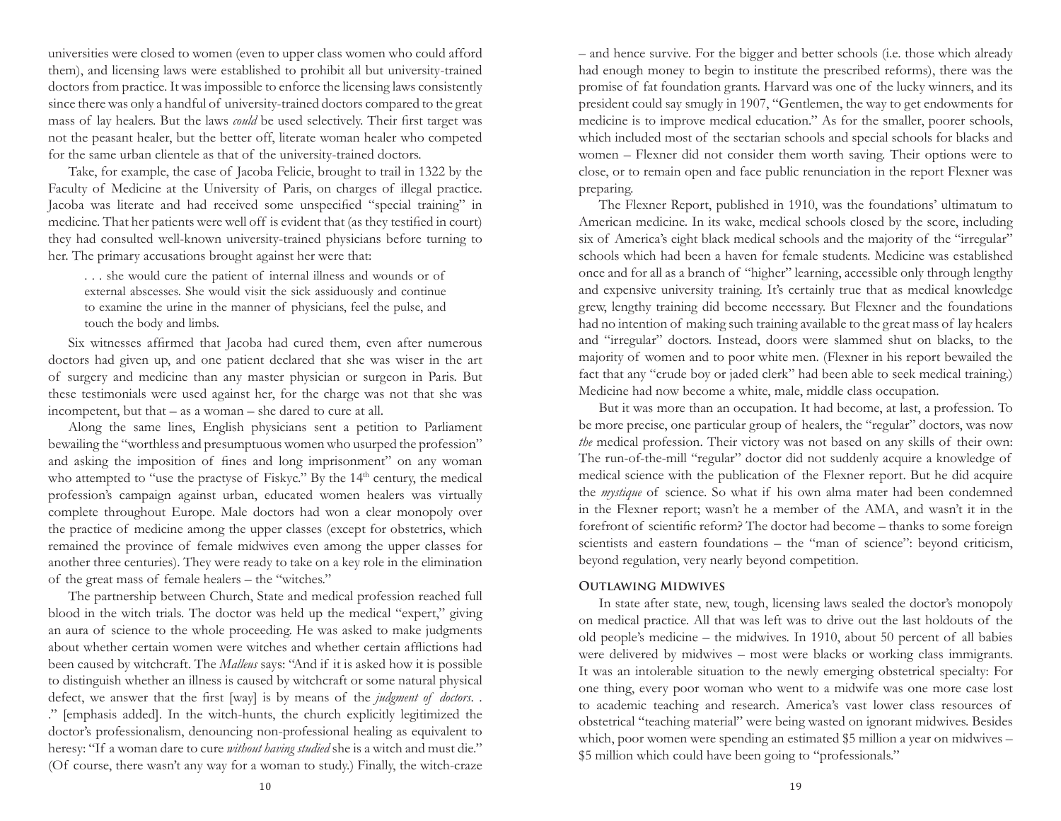universities were closed to women (even to upper class women who could afford them), and licensing laws were established to prohibit all but university-trained doctors from practice. It was impossible to enforce the licensing laws consistently since there was only a handful of university-trained doctors compared to the great mass of lay healers. But the laws *could* be used selectively. Their first target was not the peasant healer, but the better off, literate woman healer who competed for the same urban clientele as that of the university-trained doctors.

Take, for example, the case of Jacoba Felicie, brought to trail in 1322 by the Faculty of Medicine at the University of Paris, on charges of illegal practice. Jacoba was literate and had received some unspecified "special training" in medicine. That her patients were well off is evident that (as they testified in court) they had consulted well-known university-trained physicians before turning to her. The primary accusations brought against her were that:

> . . . she would cure the patient of internal illness and wounds or of external abscesses. She would visit the sick assiduously and continue to examine the urine in the manner of physicians, feel the pulse, and touch the body and limbs.

Six witnesses affirmed that Jacoba had cured them, even after numerous doctors had given up, and one patient declared that she was wiser in the art of surgery and medicine than any master physician or surgeon in Paris. But these testimonials were used against her, for the charge was not that she was incompetent, but that – as a woman – she dared to cure at all.

Along the same lines, English physicians sent a petition to Parliament bewailing the "worthless and presumptuous women who usurped the profession" and asking the imposition of fines and long imprisonment" on any woman who attempted to "use the practyse of Fiskyc." By the 14th century, the medical profession's campaign against urban, educated women healers was virtually complete throughout Europe. Male doctors had won a clear monopoly over the practice of medicine among the upper classes (except for obstetrics, which remained the province of female midwives even among the upper classes for another three centuries). They were ready to take on a key role in the elimination of the great mass of female healers – the "witches."

The partnership between Church, State and medical profession reached full blood in the witch trials. The doctor was held up the medical "expert," giving an aura of science to the whole proceeding. He was asked to make judgments about whether certain women were witches and whether certain afflictions had been caused by witchcraft. The *Malleus* says: "And if it is asked how it is possible to distinguish whether an illness is caused by witchcraft or some natural physical defect, we answer that the first [way] is by means of the *judgment of doctors*. . ." [emphasis added]. In the witch-hunts, the church explicitly legitimized the doctor's professionalism, denouncing non-professional healing as equivalent to heresy: "If a woman dare to cure *without having studied* she is a witch and must die." (Of course, there wasn't any way for a woman to study.) Finally, the witch-craze

– and hence survive. For the bigger and better schools (i.e. those which already had enough money to begin to institute the prescribed reforms), there was the promise of fat foundation grants. Harvard was one of the lucky winners, and its president could say smugly in 1907, "Gentlemen, the way to get endowments for medicine is to improve medical education." As for the smaller, poorer schools, which included most of the sectarian schools and special schools for blacks and women – Flexner did not consider them worth saving. Their options were to close, or to remain open and face public renunciation in the report Flexner was preparing.

The Flexner Report, published in 1910, was the foundations' ultimatum to American medicine. In its wake, medical schools closed by the score, including six of America's eight black medical schools and the majority of the "irregular" schools which had been a haven for female students. Medicine was established once and for all as a branch of "higher" learning, accessible only through lengthy and expensive university training. It's certainly true that as medical knowledge grew, lengthy training did become necessary. But Flexner and the foundations had no intention of making such training available to the great mass of lay healers and "irregular" doctors. Instead, doors were slammed shut on blacks, to the majority of women and to poor white men. (Flexner in his report bewailed the fact that any "crude boy or jaded clerk" had been able to seek medical training.) Medicine had now become a white, male, middle class occupation.

But it was more than an occupation. It had become, at last, a profession. To be more precise, one particular group of healers, the "regular" doctors, was now *the* medical profession. Their victory was not based on any skills of their own: The run-of-the-mill "regular" doctor did not suddenly acquire a knowledge of medical science with the publication of the Flexner report. But he did acquire the *mystique* of science. So what if his own alma mater had been condemned in the Flexner report; wasn't he a member of the AMA, and wasn't it in the forefront of scientific reform? The doctor had become – thanks to some foreign scientists and eastern foundations – the "man of science": beyond criticism, beyond regulation, very nearly beyond competition.

### Outlawing Midwives

In state after state, new, tough, licensing laws sealed the doctor's monopoly on medical practice. All that was left was to drive out the last holdouts of the old people's medicine – the midwives. In 1910, about 50 percent of all babies were delivered by midwives – most were blacks or working class immigrants. It was an intolerable situation to the newly emerging obstetrical specialty: For one thing, every poor woman who went to a midwife was one more case lost to academic teaching and research. America's vast lower class resources of obstetrical "teaching material" were being wasted on ignorant midwives. Besides which, poor women were spending an estimated $5 million a year on midwives – $5 million which could have been going to "professionals."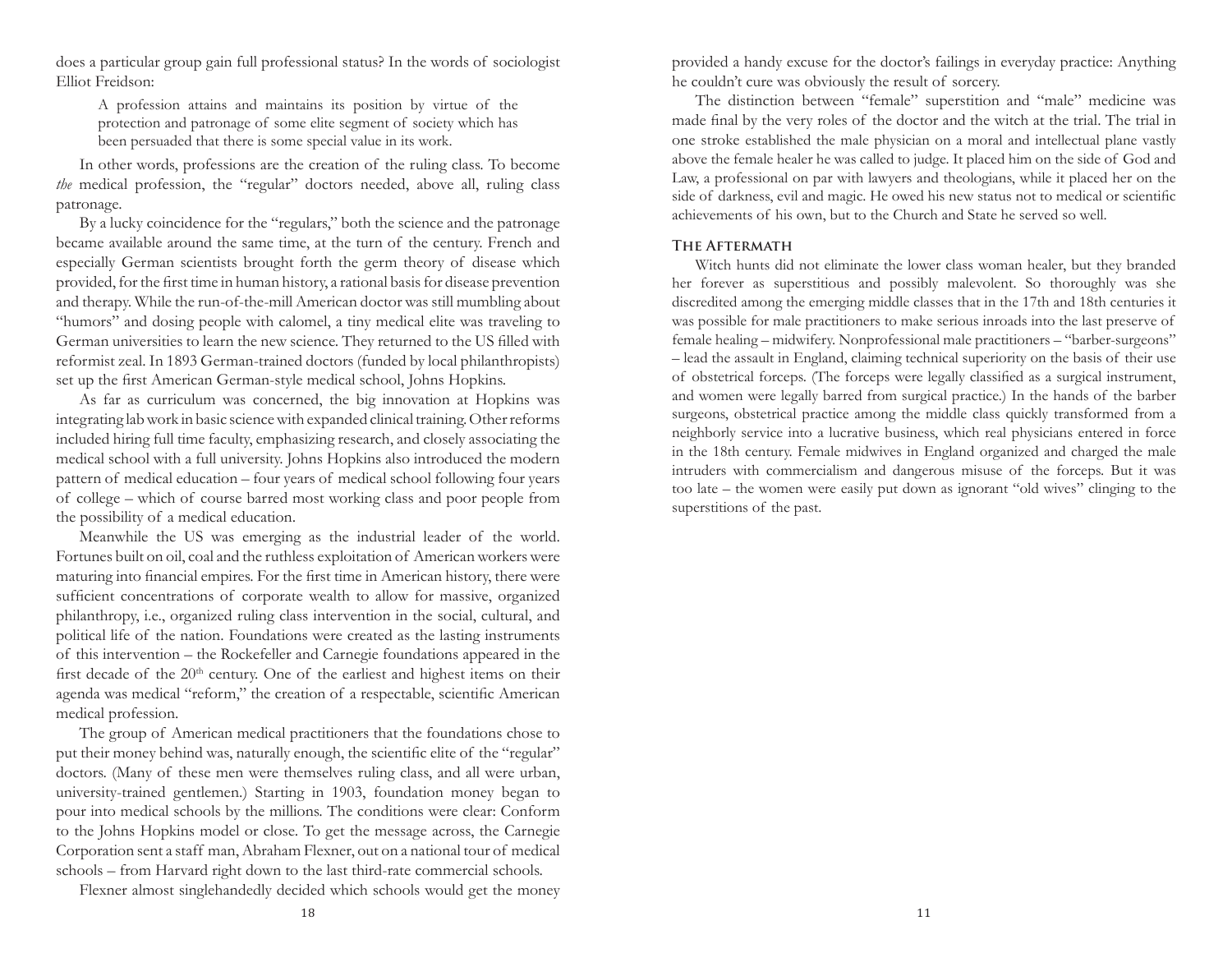does a particular group gain full professional status? In the words of sociologist Elliot Freidson:

> A profession attains and maintains its position by virtue of the protection and patronage of some elite segment of society which has been persuaded that there is some special value in its work.

In other words, professions are the creation of the ruling class. To become *the* medical profession, the "regular" doctors needed, above all, ruling class patronage.

By a lucky coincidence for the "regulars," both the science and the patronage became available around the same time, at the turn of the century. French and especially German scientists brought forth the germ theory of disease which provided, for the first time in human history, a rational basis for disease prevention and therapy. While the run-of-the-mill American doctor was still mumbling about "humors" and dosing people with calomel, a tiny medical elite was traveling to German universities to learn the new science. They returned to the US filled with reformist zeal. In 1893 German-trained doctors (funded by local philanthropists) set up the first American German-style medical school, Johns Hopkins.

As far as curriculum was concerned, the big innovation at Hopkins was integrating lab work in basic science with expanded clinical training. Other reforms included hiring full time faculty, emphasizing research, and closely associating the medical school with a full university. Johns Hopkins also introduced the modern pattern of medical education – four years of medical school following four years of college – which of course barred most working class and poor people from the possibility of a medical education.

Meanwhile the US was emerging as the industrial leader of the world. Fortunes built on oil, coal and the ruthless exploitation of American workers were maturing into financial empires. For the first time in American history, there were sufficient concentrations of corporate wealth to allow for massive, organized philanthropy, i.e., organized ruling class intervention in the social, cultural, and political life of the nation. Foundations were created as the lasting instruments of this intervention – the Rockefeller and Carnegie foundations appeared in the first decade of the 20th century. One of the earliest and highest items on their agenda was medical "reform," the creation of a respectable, scientific American medical profession.

The group of American medical practitioners that the foundations chose to put their money behind was, naturally enough, the scientific elite of the "regular" doctors. (Many of these men were themselves ruling class, and all were urban, university-trained gentlemen.) Starting in 1903, foundation money began to pour into medical schools by the millions. The conditions were clear: Conform to the Johns Hopkins model or close. To get the message across, the Carnegie Corporation sent a staff man, Abraham Flexner, out on a national tour of medical schools – from Harvard right down to the last third-rate commercial schools.

Flexner almost singlehandedly decided which schools would get the money

provided a handy excuse for the doctor's failings in everyday practice: Anything he couldn't cure was obviously the result of sorcery.

The distinction between "female" superstition and "male" medicine was made final by the very roles of the doctor and the witch at the trial. The trial in one stroke established the male physician on a moral and intellectual plane vastly above the female healer he was called to judge. It placed him on the side of God and Law, a professional on par with lawyers and theologians, while it placed her on the side of darkness, evil and magic. He owed his new status not to medical or scientific achievements of his own, but to the Church and State he served so well.

### The Aftermath

Witch hunts did not eliminate the lower class woman healer, but they branded her forever as superstitious and possibly malevolent. So thoroughly was she discredited among the emerging middle classes that in the 17th and 18th centuries it was possible for male practitioners to make serious inroads into the last preserve of female healing – midwifery. Nonprofessional male practitioners – "barber-surgeons" – lead the assault in England, claiming technical superiority on the basis of their use of obstetrical forceps. (The forceps were legally classified as a surgical instrument, and women were legally barred from surgical practice.) In the hands of the barber surgeons, obstetrical practice among the middle class quickly transformed from a neighborly service into a lucrative business, which real physicians entered in force in the 18th century. Female midwives in England organized and charged the male intruders with commercialism and dangerous misuse of the forceps. But it was too late – the women were easily put down as ignorant "old wives" clinging to the superstitions of the past.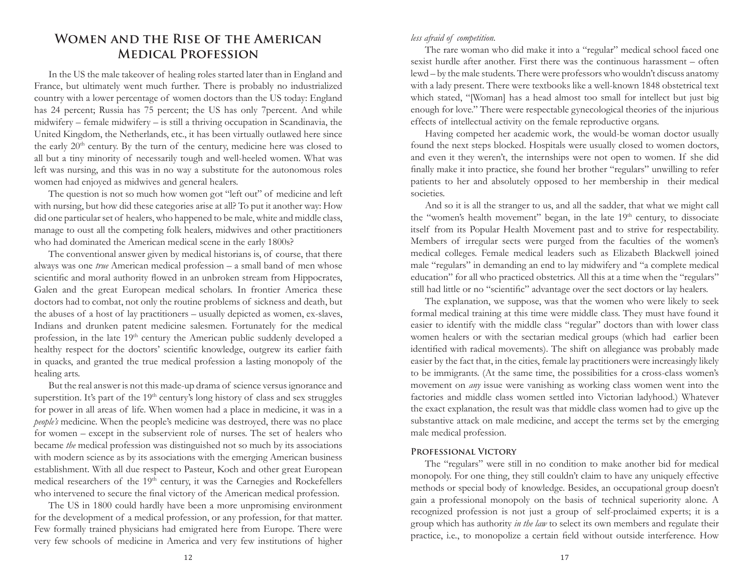# Women and the Rise of the American Medical Profession

In the US the male takeover of healing roles started later than in England and France, but ultimately went much further. There is probably no industrialized country with a lower percentage of women doctors than the US today: England has 24 percent; Russia has 75 percent; the US has only 7percent. And while midwifery – female midwifery – is still a thriving occupation in Scandinavia, the United Kingdom, the Netherlands, etc., it has been virtually outlawed here since the early 20th century. By the turn of the century, medicine here was closed to all but a tiny minority of necessarily tough and well-heeled women. What was left was nursing, and this was in no way a substitute for the autonomous roles women had enjoyed as midwives and general healers.

The question is not so much how women got "left out" of medicine and left with nursing, but how did these categories arise at all? To put it another way: How did one particular set of healers, who happened to be male, white and middle class, manage to oust all the competing folk healers, midwives and other practitioners who had dominated the American medical scene in the early 1800s?

The conventional answer given by medical historians is, of course, that there always was one *true* American medical profession – a small band of men whose scientific and moral authority flowed in an unbroken stream from Hippocrates, Galen and the great European medical scholars. In frontier America these doctors had to combat, not only the routine problems of sickness and death, but the abuses of a host of lay practitioners – usually depicted as women, ex-slaves, Indians and drunken patent medicine salesmen. Fortunately for the medical profession, in the late 19th century the American public suddenly developed a healthy respect for the doctors' scientific knowledge, outgrew its earlier faith in quacks, and granted the true medical profession a lasting monopoly of the healing arts.

But the real answer is not this made-up drama of science versus ignorance and superstition. It's part of the 19th century's long history of class and sex struggles for power in all areas of life. When women had a place in medicine, it was in a *people's* medicine. When the people's medicine was destroyed, there was no place for women – except in the subservient role of nurses. The set of healers who became *the* medical profession was distinguished not so much by its associations with modern science as by its associations with the emerging American business establishment. With all due respect to Pasteur, Koch and other great European medical researchers of the 19th century, it was the Carnegies and Rockefellers who intervened to secure the final victory of the American medical profession.

The US in 1800 could hardly have been a more unpromising environment for the development of a medical profession, or any profession, for that matter. Few formally trained physicians had emigrated here from Europe. There were very few schools of medicine in America and very few institutions of higher

*less afraid of competition.*

The rare woman who did make it into a "regular" medical school faced one sexist hurdle after another. First there was the continuous harassment – often lewd – by the male students. There were professors who wouldn't discuss anatomy with a lady present. There were textbooks like a well-known 1848 obstetrical text which stated, "[Woman] has a head almost too small for intellect but just big enough for love." There were respectable gynecological theories of the injurious effects of intellectual activity on the female reproductive organs.

Having competed her academic work, the would-be woman doctor usually found the next steps blocked. Hospitals were usually closed to women doctors, and even it they weren't, the internships were not open to women. If she did finally make it into practice, she found her brother "regulars" unwilling to refer patients to her and absolutely opposed to her membership in their medical societies.

And so it is all the stranger to us, and all the sadder, that what we might call the "women's health movement" began, in the late 19th century, to dissociate itself from its Popular Health Movement past and to strive for respectability. Members of irregular sects were purged from the faculties of the women's medical colleges. Female medical leaders such as Elizabeth Blackwell joined male "regulars" in demanding an end to lay midwifery and "a complete medical education" for all who practiced obstetrics. All this at a time when the "regulars" still had little or no "scientific" advantage over the sect doctors or lay healers.

The explanation, we suppose, was that the women who were likely to seek formal medical training at this time were middle class. They must have found it easier to identify with the middle class "regular" doctors than with lower class women healers or with the sectarian medical groups (which had earlier been identified with radical movements). The shift on allegiance was probably made easier by the fact that, in the cities, female lay practitioners were increasingly likely to be immigrants. (At the same time, the possibilities for a cross-class women's movement on *any* issue were vanishing as working class women went into the factories and middle class women settled into Victorian ladyhood.) Whatever the exact explanation, the result was that middle class women had to give up the substantive attack on male medicine, and accept the terms set by the emerging male medical profession.

## Professional Victory

The "regulars" were still in no condition to make another bid for medical monopoly. For one thing, they still couldn't claim to have any uniquely effective methods or special body of knowledge. Besides, an occupational group doesn't gain a professional monopoly on the basis of technical superiority alone. A recognized profession is not just a group of self-proclaimed experts; it is a group which has authority *in the law* to select its own members and regulate their practice, i.e., to monopolize a certain field without outside interference. How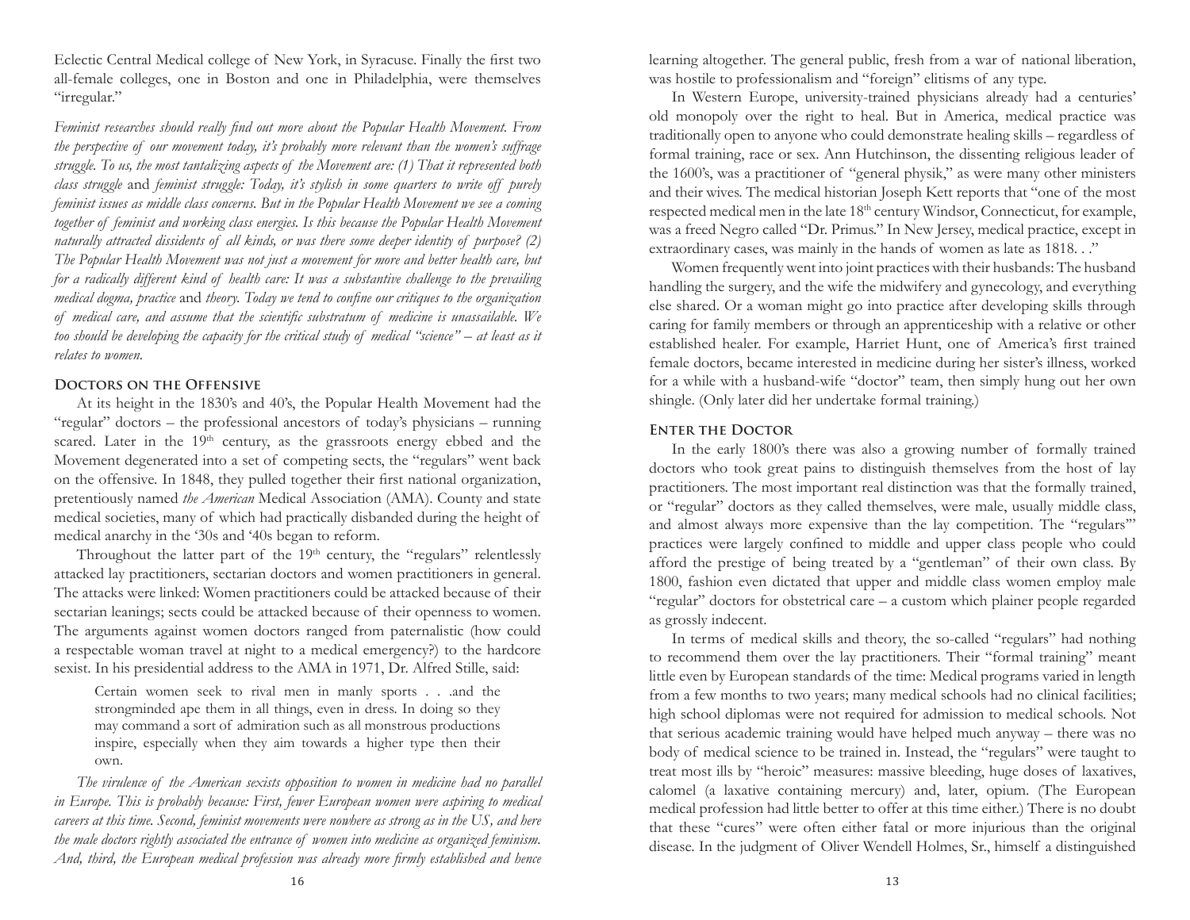Eclectic Central Medical college of New York, in Syracuse. Finally the first two all-female colleges, one in Boston and one in Philadelphia, were themselves "irregular."

*Feminist researches should really find out more about the Popular Health Movement. From the perspective of our movement today, it's probably more relevant than the women's suffrage struggle. To us, the most tantalizing aspects of the Movement are: (1) That it represented both class struggle* and *feminist struggle: Today, it's stylish in some quarters to write off purely feminist issues as middle class concerns. But in the Popular Health Movement we see a coming together of feminist and working class energies. Is this because the Popular Health Movement naturally attracted dissidents of all kinds, or was there some deeper identity of purpose? (2) The Popular Health Movement was not just a movement for more and better health care, but for a radically different kind of health care: It was a substantive challenge to the prevailing medical dogma, practice* and *theory. Today we tend to confine our critiques to the organization of medical care, and assume that the scientific substratum of medicine is unassailable. We too should be developing the capacity for the critical study of medical "science" – at least as it relates to women.*

### Doctors on the Offensive

At its height in the 1830's and 40's, the Popular Health Movement had the "regular" doctors – the professional ancestors of today's physicians – running scared. Later in the 19th century, as the grassroots energy ebbed and the Movement degenerated into a set of competing sects, the "regulars" went back on the offensive. In 1848, they pulled together their first national organization, pretentiously named *the American* Medical Association (AMA). County and state medical societies, many of which had practically disbanded during the height of medical anarchy in the '30s and '40s began to reform.

Throughout the latter part of the 19th century, the "regulars" relentlessly attacked lay practitioners, sectarian doctors and women practitioners in general. The attacks were linked: Women practitioners could be attacked because of their sectarian leanings; sects could be attacked because of their openness to women. The arguments against women doctors ranged from paternalistic (how could a respectable woman travel at night to a medical emergency?) to the hardcore sexist. In his presidential address to the AMA in 1971, Dr. Alfred Stille, said:

> Certain women seek to rival men in manly sports . . .and the strongminded ape them in all things, even in dress. In doing so they may command a sort of admiration such as all monstrous productions inspire, especially when they aim towards a higher type then their own.

*The virulence of the American sexists opposition to women in medicine had no parallel in Europe. This is probably because: First, fewer European women were aspiring to medical careers at this time. Second, feminist movements were nowhere as strong as in the US, and here the male doctors rightly associated the entrance of women into medicine as organized feminism. And, third, the European medical profession was already more firmly established and hence*

learning altogether. The general public, fresh from a war of national liberation, was hostile to professionalism and "foreign" elitisms of any type.

In Western Europe, university-trained physicians already had a centuries' old monopoly over the right to heal. But in America, medical practice was traditionally open to anyone who could demonstrate healing skills – regardless of formal training, race or sex. Ann Hutchinson, the dissenting religious leader of the 1600's, was a practitioner of "general physik," as were many other ministers and their wives. The medical historian Joseph Kett reports that "one of the most respected medical men in the late 18th century Windsor, Connecticut, for example, was a freed Negro called "Dr. Primus." In New Jersey, medical practice, except in extraordinary cases, was mainly in the hands of women as late as 1818. . ."

Women frequently went into joint practices with their husbands: The husband handling the surgery, and the wife the midwifery and gynecology, and everything else shared. Or a woman might go into practice after developing skills through caring for family members or through an apprenticeship with a relative or other established healer. For example, Harriet Hunt, one of America's first trained female doctors, became interested in medicine during her sister's illness, worked for a while with a husband-wife "doctor" team, then simply hung out her own shingle. (Only later did her undertake formal training.)

### Enter the Doctor

In the early 1800's there was also a growing number of formally trained doctors who took great pains to distinguish themselves from the host of lay practitioners. The most important real distinction was that the formally trained, or "regular" doctors as they called themselves, were male, usually middle class, and almost always more expensive than the lay competition. The "regulars'" practices were largely confined to middle and upper class people who could afford the prestige of being treated by a "gentleman" of their own class. By 1800, fashion even dictated that upper and middle class women employ male "regular" doctors for obstetrical care – a custom which plainer people regarded as grossly indecent.

In terms of medical skills and theory, the so-called "regulars" had nothing to recommend them over the lay practitioners. Their "formal training" meant little even by European standards of the time: Medical programs varied in length from a few months to two years; many medical schools had no clinical facilities; high school diplomas were not required for admission to medical schools. Not that serious academic training would have helped much anyway – there was no body of medical science to be trained in. Instead, the "regulars" were taught to treat most ills by "heroic" measures: massive bleeding, huge doses of laxatives, calomel (a laxative containing mercury) and, later, opium. (The European medical profession had little better to offer at this time either.) There is no doubt that these "cures" were often either fatal or more injurious than the original disease. In the judgment of Oliver Wendell Holmes, Sr., himself a distinguished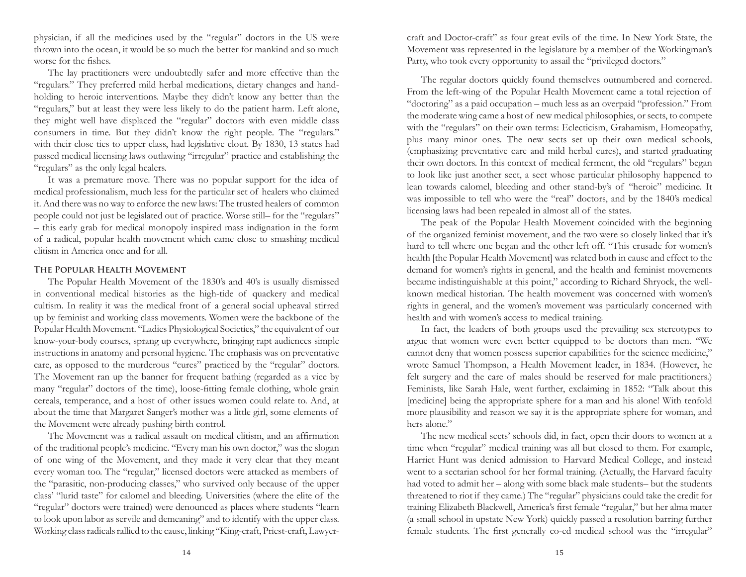physician, if all the medicines used by the "regular" doctors in the US were thrown into the ocean, it would be so much the better for mankind and so much worse for the fishes.

The lay practitioners were undoubtedly safer and more effective than the "regulars." They preferred mild herbal medications, dietary changes and hand-holding to heroic interventions. Maybe they didn't know any better than the "regulars," but at least they were less likely to do the patient harm. Left alone, they might well have displaced the "regular" doctors with even middle class consumers in time. But they didn't know the right people. The "regulars." with their close ties to upper class, had legislative clout. By 1830, 13 states had passed medical licensing laws outlawing "irregular" practice and establishing the "regulars" as the only legal healers.

It was a premature move. There was no popular support for the idea of medical professionalism, much less for the particular set of healers who claimed it. And there was no way to enforce the new laws: The trusted healers of common people could not just be legislated out of practice. Worse still– for the "regulars" – this early grab for medical monopoly inspired mass indignation in the form of a radical, popular health movement which came close to smashing medical elitism in America once and for all.

### The Popular Health Movement

The Popular Health Movement of the 1830's and 40's is usually dismissed in conventional medical histories as the high-tide of quackery and medical cultism. In reality it was the medical front of a general social upheaval stirred up by feminist and working class movements. Women were the backbone of the Popular Health Movement. "Ladies Physiological Societies," the equivalent of our know-your-body courses, sprang up everywhere, bringing rapt audiences simple instructions in anatomy and personal hygiene. The emphasis was on preventative care, as opposed to the murderous "cures" practiced by the "regular" doctors. The Movement ran up the banner for frequent bathing (regarded as a vice by many "regular" doctors of the time), loose-fitting female clothing, whole grain cereals, temperance, and a host of other issues women could relate to. And, at about the time that Margaret Sanger's mother was a little girl, some elements of the Movement were already pushing birth control.

The Movement was a radical assault on medical elitism, and an affirmation of the traditional people's medicine. "Every man his own doctor," was the slogan of one wing of the Movement, and they made it very clear that they meant every woman too. The "regular," licensed doctors were attacked as members of the "parasitic, non-producing classes," who survived only because of the upper class' "lurid taste" for calomel and bleeding. Universities (where the elite of the "regular" doctors were trained) were denounced as places where students "learn to look upon labor as servile and demeaning" and to identify with the upper class. Working class radicals rallied to the cause, linking "King-craft, Priest-craft, Lawyer-craft and Doctor-craft" as four great evils of the time. In New York State, the Movement was represented in the legislature by a member of the Workingman's Party, who took every opportunity to assail the "privileged doctors."

The regular doctors quickly found themselves outnumbered and cornered. From the left-wing of the Popular Health Movement came a total rejection of "doctoring" as a paid occupation – much less as an overpaid "profession." From the moderate wing came a host of new medical philosophies, or sects, to compete with the "regulars" on their own terms: Eclecticism, Grahamism, Homeopathy, plus many minor ones. The new sects set up their own medical schools, (emphasizing preventative care and mild herbal cures), and started graduating their own doctors. In this context of medical ferment, the old "regulars" began to look like just another sect, a sect whose particular philosophy happened to lean towards calomel, bleeding and other stand-by's of "heroic" medicine. It was impossible to tell who were the "real" doctors, and by the 1840's medical licensing laws had been repealed in almost all of the states.

The peak of the Popular Health Movement coincided with the beginning of the organized feminist movement, and the two were so closely linked that it's hard to tell where one began and the other left off. "This crusade for women's health [the Popular Health Movement] was related both in cause and effect to the demand for women's rights in general, and the health and feminist movements became indistinguishable at this point," according to Richard Shryock, the well-known medical historian. The health movement was concerned with women's rights in general, and the women's movement was particularly concerned with health and with women's access to medical training.

In fact, the leaders of both groups used the prevailing sex stereotypes to argue that women were even better equipped to be doctors than men. "We cannot deny that women possess superior capabilities for the science medicine," wrote Samuel Thompson, a Health Movement leader, in 1834. (However, he felt surgery and the care of males should be reserved for male practitioners.) Feminists, like Sarah Hale, went further, exclaiming in 1852: "Talk about this [medicine] being the appropriate sphere for a man and his alone! With tenfold more plausibility and reason we say it is the appropriate sphere for woman, and hers alone."

The new medical sects' schools did, in fact, open their doors to women at a time when "regular" medical training was all but closed to them. For example, Harriet Hunt was denied admission to Harvard Medical College, and instead went to a sectarian school for her formal training. (Actually, the Harvard faculty had voted to admit her – along with some black male students– but the students threatened to riot if they came.) The "regular" physicians could take the credit for training Elizabeth Blackwell, America's first female "regular," but her alma mater (a small school in upstate New York) quickly passed a resolution barring further female students. The first generally co-ed medical school was the "irregular"